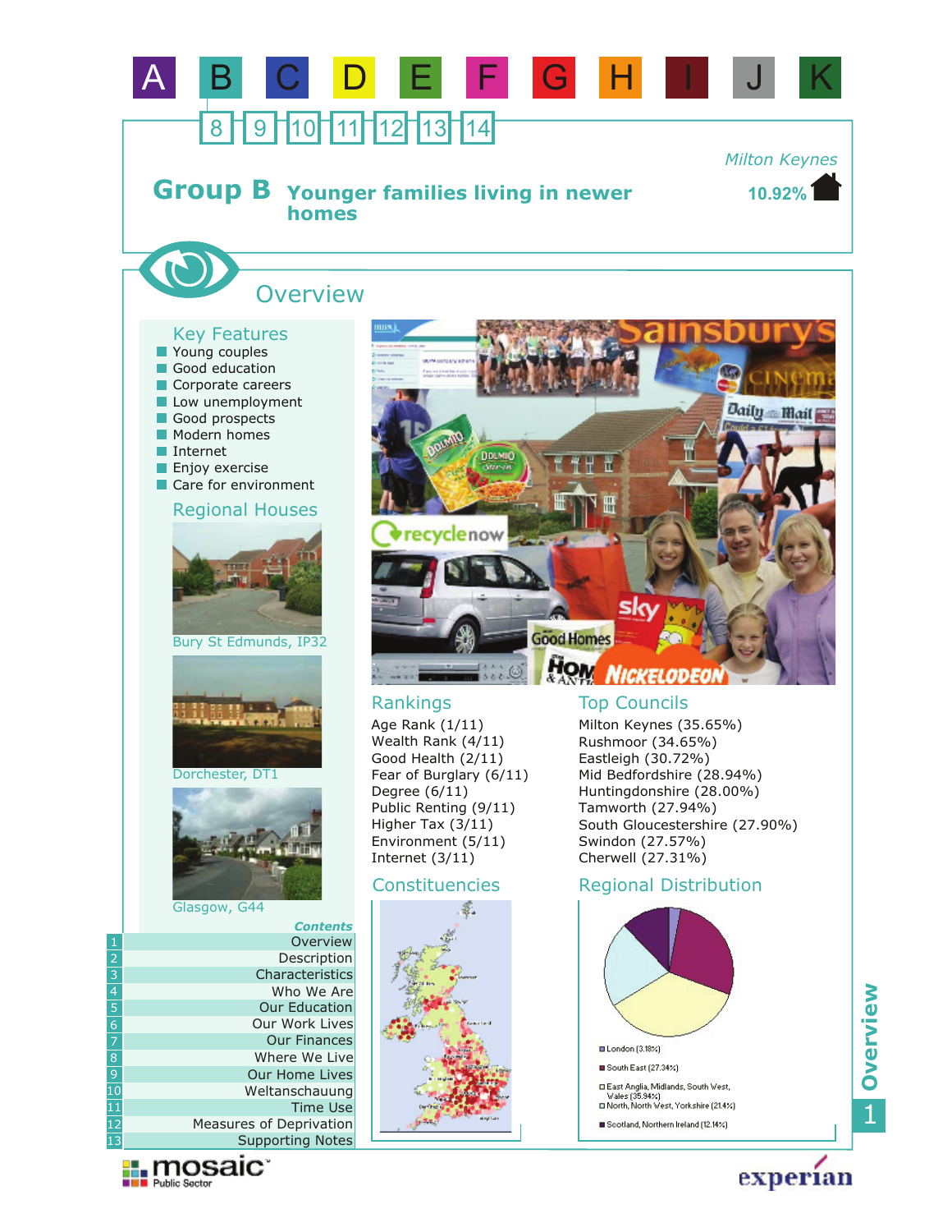A B C D E F G H I J K

8 9 10 11 12 13 14

# Group B Younger families living in newer homes

Milton Keynes

10.92%

## Overview

### Key Features

- Young couples
- Good education
- Corporate careers
- Low unemployment
- Good prospects
- Modern homes
- Internet
- Enjoy exercise
- Care for environment

### Regional Houses

Bury St Edmunds, IP32

Dorchester, DT1

Glasgow, G44

### Rankings

Age Rank (1/11)
Wealth Rank (4/11)
Good Health (2/11)
Fear of Burglary (6/11)
Degree (6/11)
Public Renting (9/11)
Higher Tax (3/11)
Environment (5/11)
Internet (3/11)

### Top Councils

Milton Keynes (35.65%)
Rushmoor (34.65%)
Eastleigh (30.72%)
Mid Bedfordshire (28.94%)
Huntingdonshire (28.00%)
Tamworth (27.94%)
South Gloucestershire (27.90%)
Swindon (27.57%)
Cherwell (27.31%)

### Constituencies

### Regional Distribution

- London (3.18%)
- South East (27.34%)
- East Anglia, Midlands, South West, Wales (35.94%)
- North, North West, Yorkshire (21.4%)
- Scotland, Northern Ireland (12.14%)

*Contents*

1. Overview
2. Description
3. Characteristics
4. Who We Are
5. Our Education
6. Our Work Lives
7. Our Finances
8. Where We Live
9. Our Home Lives
10. Weltanschauung
11. Time Use
12. Measures of Deprivation
13. Supporting Notes

mosaic Public Sector

experian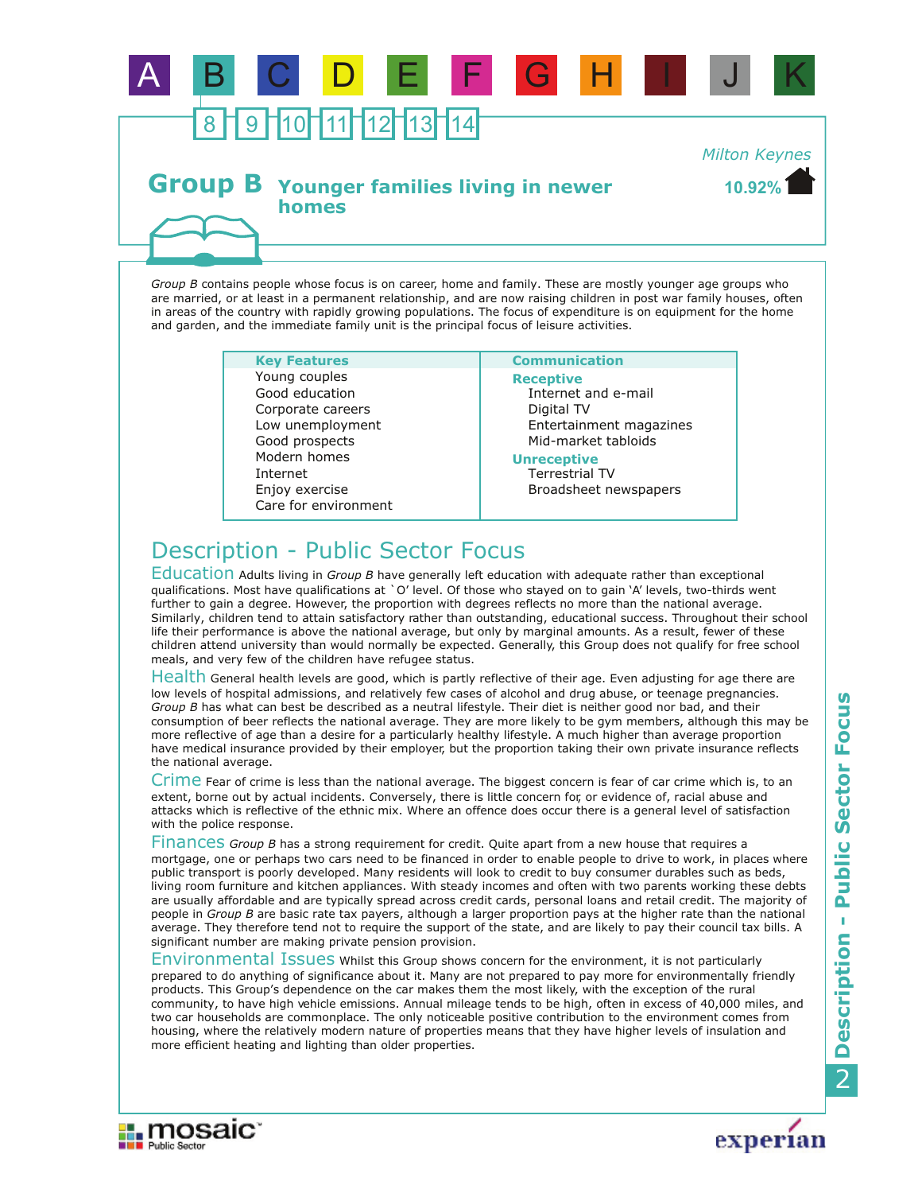A B C D E F G H I J K

8 9 10 11 12 13 14

Milton Keynes

# Group B Younger families living in newer homes

10.92%

*Group B* contains people whose focus is on career, home and family. These are mostly younger age groups who are married, or at least in a permanent relationship, and are now raising children in post war family houses, often in areas of the country with rapidly growing populations. The focus of expenditure is on equipment for the home and garden, and the immediate family unit is the principal focus of leisure activities.

| Key Features | Communication |
| --- | --- |
| Young couples | **Receptive** |
| Good education | Internet and e-mail |
| Corporate careers | Digital TV |
| Low unemployment | Entertainment magazines |
| Good prospects | Mid-market tabloids |
| Modern homes | **Unreceptive** |
| Internet | Terrestrial TV |
| Enjoy exercise | Broadsheet newspapers |
| Care for environment | |

## Description - Public Sector Focus

**Education** Adults living in *Group B* have generally left education with adequate rather than exceptional qualifications. Most have qualifications at `O' level. Of those who stayed on to gain 'A' levels, two-thirds went further to gain a degree. However, the proportion with degrees reflects no more than the national average. Similarly, children tend to attain satisfactory rather than outstanding, educational success. Throughout their school life their performance is above the national average, but only by marginal amounts. As a result, fewer of these children attend university than would normally be expected. Generally, this Group does not qualify for free school meals, and very few of the children have refugee status.

**Health** General health levels are good, which is partly reflective of their age. Even adjusting for age there are low levels of hospital admissions, and relatively few cases of alcohol and drug abuse, or teenage pregnancies. *Group B* has what can best be described as a neutral lifestyle. Their diet is neither good nor bad, and their consumption of beer reflects the national average. They are more likely to be gym members, although this may be more reflective of age than a desire for a particularly healthy lifestyle. A much higher than average proportion have medical insurance provided by their employer, but the proportion taking their own private insurance reflects the national average.

**Crime** Fear of crime is less than the national average. The biggest concern is fear of car crime which is, to an extent, borne out by actual incidents. Conversely, there is little concern for, or evidence of, racial abuse and attacks which is reflective of the ethnic mix. Where an offence does occur there is a general level of satisfaction with the police response.

**Finances** *Group B* has a strong requirement for credit. Quite apart from a new house that requires a mortgage, one or perhaps two cars need to be financed in order to enable people to drive to work, in places where public transport is poorly developed. Many residents will look to credit to buy consumer durables such as beds, living room furniture and kitchen appliances. With steady incomes and often with two parents working these debts are usually affordable and are typically spread across credit cards, personal loans and retail credit. The majority of people in *Group B* are basic rate tax payers, although a larger proportion pays at the higher rate than the national average. They therefore tend not to require the support of the state, and are likely to pay their council tax bills. A significant number are making private pension provision.

**Environmental Issues** Whilst this Group shows concern for the environment, it is not particularly prepared to do anything of significance about it. Many are not prepared to pay more for environmentally friendly products. This Group's dependence on the car makes them the most likely, with the exception of the rural community, to have high vehicle emissions. Annual mileage tends to be high, often in excess of 40,000 miles, and two car households are commonplace. The only noticeable positive contribution to the environment comes from housing, where the relatively modern nature of properties means that they have higher levels of insulation and more efficient heating and lighting than older properties.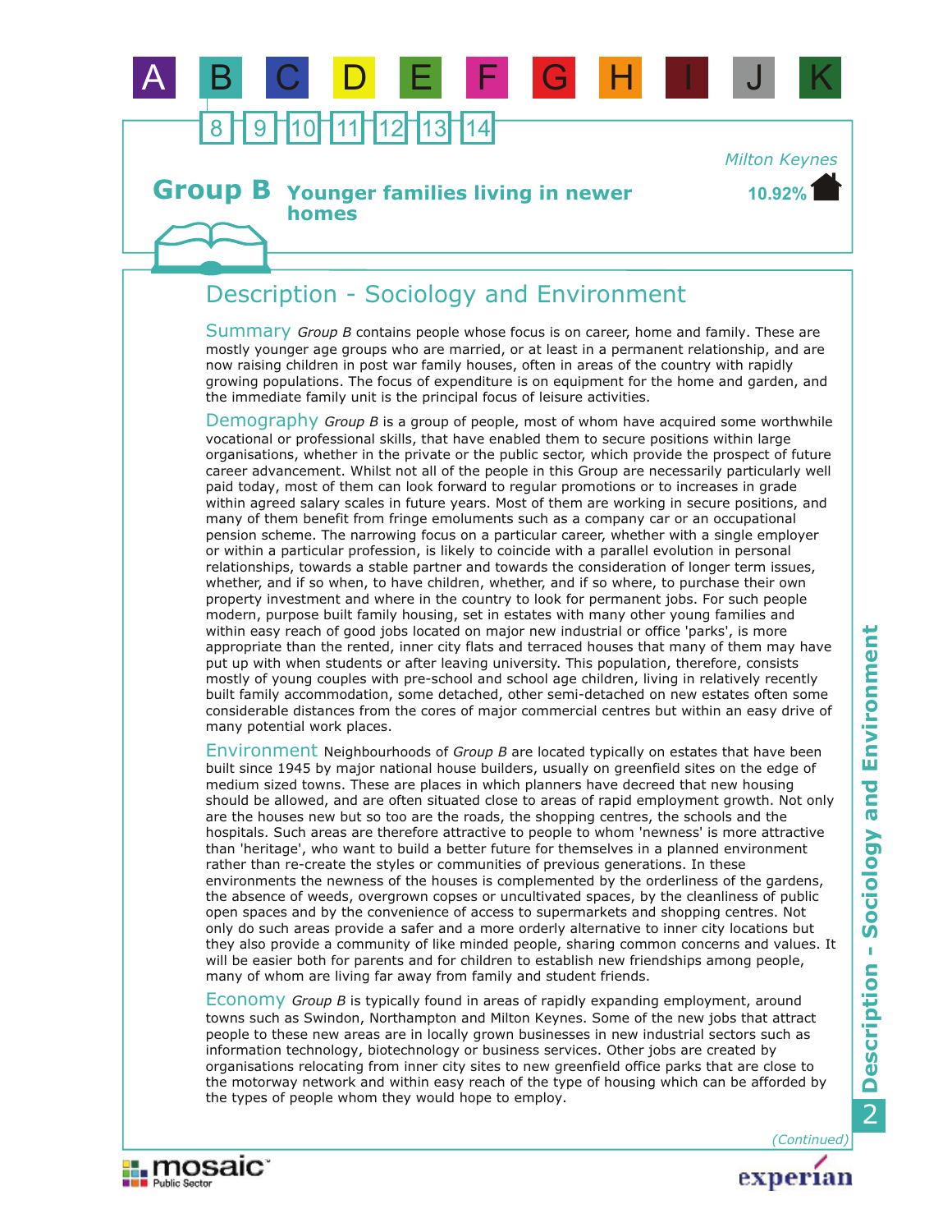A B C D E F G H I J K

8 9 10 11 12 13 14

Milton Keynes

10.92%

# Group B Younger families living in newer homes

## Description - Sociology and Environment

**Summary** *Group B* contains people whose focus is on career, home and family. These are mostly younger age groups who are married, or at least in a permanent relationship, and are now raising children in post war family houses, often in areas of the country with rapidly growing populations. The focus of expenditure is on equipment for the home and garden, and the immediate family unit is the principal focus of leisure activities.

**Demography** *Group B* is a group of people, most of whom have acquired some worthwhile vocational or professional skills, that have enabled them to secure positions within large organisations, whether in the private or the public sector, which provide the prospect of future career advancement. Whilst not all of the people in this Group are necessarily particularly well paid today, most of them can look forward to regular promotions or to increases in grade within agreed salary scales in future years. Most of them are working in secure positions, and many of them benefit from fringe emoluments such as a company car or an occupational pension scheme. The narrowing focus on a particular career, whether with a single employer or within a particular profession, is likely to coincide with a parallel evolution in personal relationships, towards a stable partner and towards the consideration of longer term issues, whether, and if so when, to have children, whether, and if so where, to purchase their own property investment and where in the country to look for permanent jobs. For such people modern, purpose built family housing, set in estates with many other young families and within easy reach of good jobs located on major new industrial or office 'parks', is more appropriate than the rented, inner city flats and terraced houses that many of them may have put up with when students or after leaving university. This population, therefore, consists mostly of young couples with pre-school and school age children, living in relatively recently built family accommodation, some detached, other semi-detached on new estates often some considerable distances from the cores of major commercial centres but within an easy drive of many potential work places.

**Environment** Neighbourhoods of *Group B* are located typically on estates that have been built since 1945 by major national house builders, usually on greenfield sites on the edge of medium sized towns. These are places in which planners have decreed that new housing should be allowed, and are often situated close to areas of rapid employment growth. Not only are the houses new but so too are the roads, the shopping centres, the schools and the hospitals. Such areas are therefore attractive to people to whom 'newness' is more attractive than 'heritage', who want to build a better future for themselves in a planned environment rather than re-create the styles or communities of previous generations. In these environments the newness of the houses is complemented by the orderliness of the gardens, the absence of weeds, overgrown copses or uncultivated spaces, by the cleanliness of public open spaces and by the convenience of access to supermarkets and shopping centres. Not only do such areas provide a safer and a more orderly alternative to inner city locations but they also provide a community of like minded people, sharing common concerns and values. It will be easier both for parents and for children to establish new friendships among people, many of whom are living far away from family and student friends.

**Economy** *Group B* is typically found in areas of rapidly expanding employment, around towns such as Swindon, Northampton and Milton Keynes. Some of the new jobs that attract people to these new areas are in locally grown businesses in new industrial sectors such as information technology, biotechnology or business services. Other jobs are created by organisations relocating from inner city sites to new greenfield office parks that are close to the motorway network and within easy reach of the type of housing which can be afforded by the types of people whom they would hope to employ.

*(Continued)*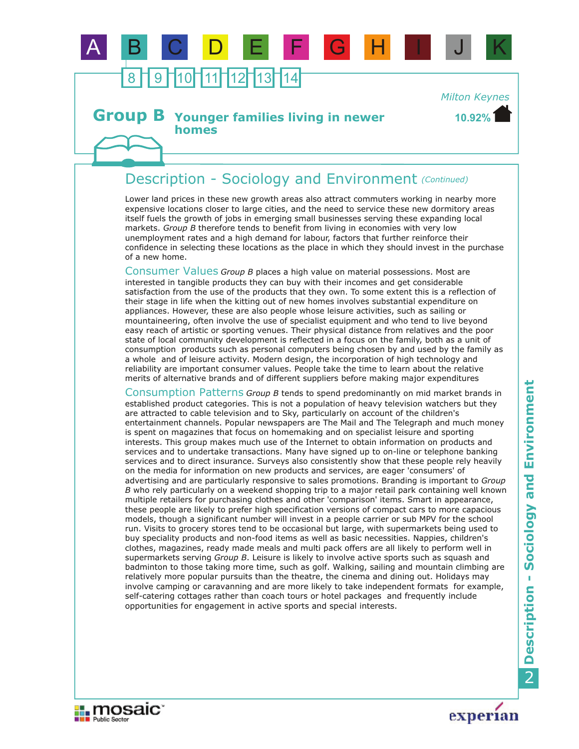A B C D E F G H I J K

8 9 10 11 12 13 14

*Milton Keynes*

**10.92%**

## Group B Younger families living in newer homes

### Description - Sociology and Environment *(Continued)*

Lower land prices in these new growth areas also attract commuters working in nearby more expensive locations closer to large cities, and the need to service these new dormitory areas itself fuels the growth of jobs in emerging small businesses serving these expanding local markets. *Group B* therefore tends to benefit from living in economies with very low unemployment rates and a high demand for labour, factors that further reinforce their confidence in selecting these locations as the place in which they should invest in the purchase of a new home.

**Consumer Values** *Group B* places a high value on material possessions. Most are interested in tangible products they can buy with their incomes and get considerable satisfaction from the use of the products that they own. To some extent this is a reflection of their stage in life when the kitting out of new homes involves substantial expenditure on appliances. However, these are also people whose leisure activities, such as sailing or mountaineering, often involve the use of specialist equipment and who tend to live beyond easy reach of artistic or sporting venues. Their physical distance from relatives and the poor state of local community development is reflected in a focus on the family, both as a unit of consumption products such as personal computers being chosen by and used by the family as a whole and of leisure activity. Modern design, the incorporation of high technology and reliability are important consumer values. People take the time to learn about the relative merits of alternative brands and of different suppliers before making major expenditures

**Consumption Patterns** *Group B* tends to spend predominantly on mid market brands in established product categories. This is not a population of heavy television watchers but they are attracted to cable television and to Sky, particularly on account of the children's entertainment channels. Popular newspapers are The Mail and The Telegraph and much money is spent on magazines that focus on homemaking and on specialist leisure and sporting interests. This group makes much use of the Internet to obtain information on products and services and to undertake transactions. Many have signed up to on-line or telephone banking services and to direct insurance. Surveys also consistently show that these people rely heavily on the media for information on new products and services, are eager 'consumers' of advertising and are particularly responsive to sales promotions. Branding is important to *Group B* who rely particularly on a weekend shopping trip to a major retail park containing well known multiple retailers for purchasing clothes and other 'comparison' items. Smart in appearance, these people are likely to prefer high specification versions of compact cars to more capacious models, though a significant number will invest in a people carrier or sub MPV for the school run. Visits to grocery stores tend to be occasional but large, with supermarkets being used to buy speciality products and non-food items as well as basic necessities. Nappies, children's clothes, magazines, ready made meals and multi pack offers are all likely to perform well in supermarkets serving *Group B*. Leisure is likely to involve active sports such as squash and badminton to those taking more time, such as golf. Walking, sailing and mountain climbing are relatively more popular pursuits than the theatre, the cinema and dining out. Holidays may involve camping or caravanning and are more likely to take independent formats for example, self-catering cottages rather than coach tours or hotel packages and frequently include opportunities for engagement in active sports and special interests.

Description - Sociology and Environment

mosaic Public Sector

experian